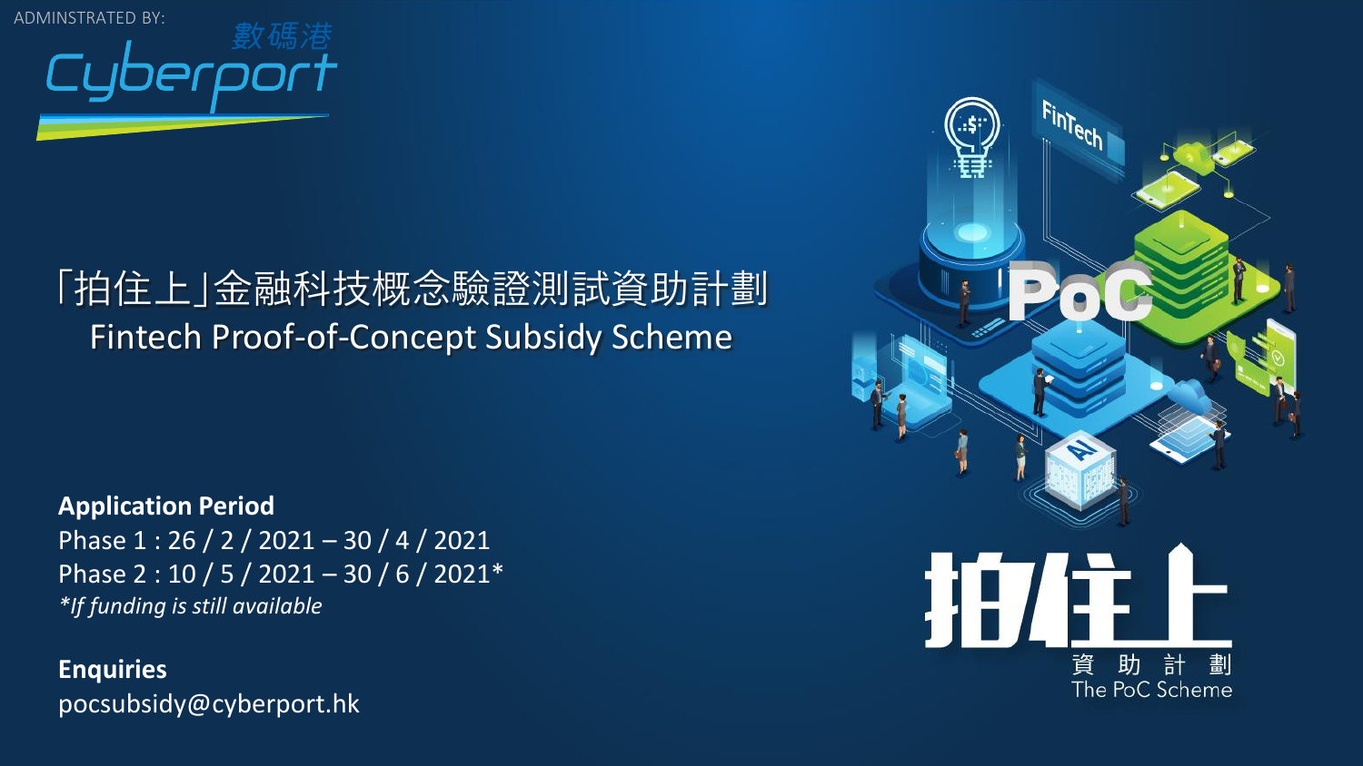ADMINSTRATED BY:

數碼港 Cyberport

# 「拍住上」金融科技概念驗證測試資助計劃
# Fintech Proof-of-Concept Subsidy Scheme

**Application Period**

Phase 1 : 26 / 2 / 2021 – 30 / 4 / 2021

Phase 2 : 10 / 5 / 2021 – 30 / 6 / 2021*

*\*If funding is still available*

**Enquiries**

pocsubsidy@cyberport.hk

拍住上 資助計劃 The PoC Scheme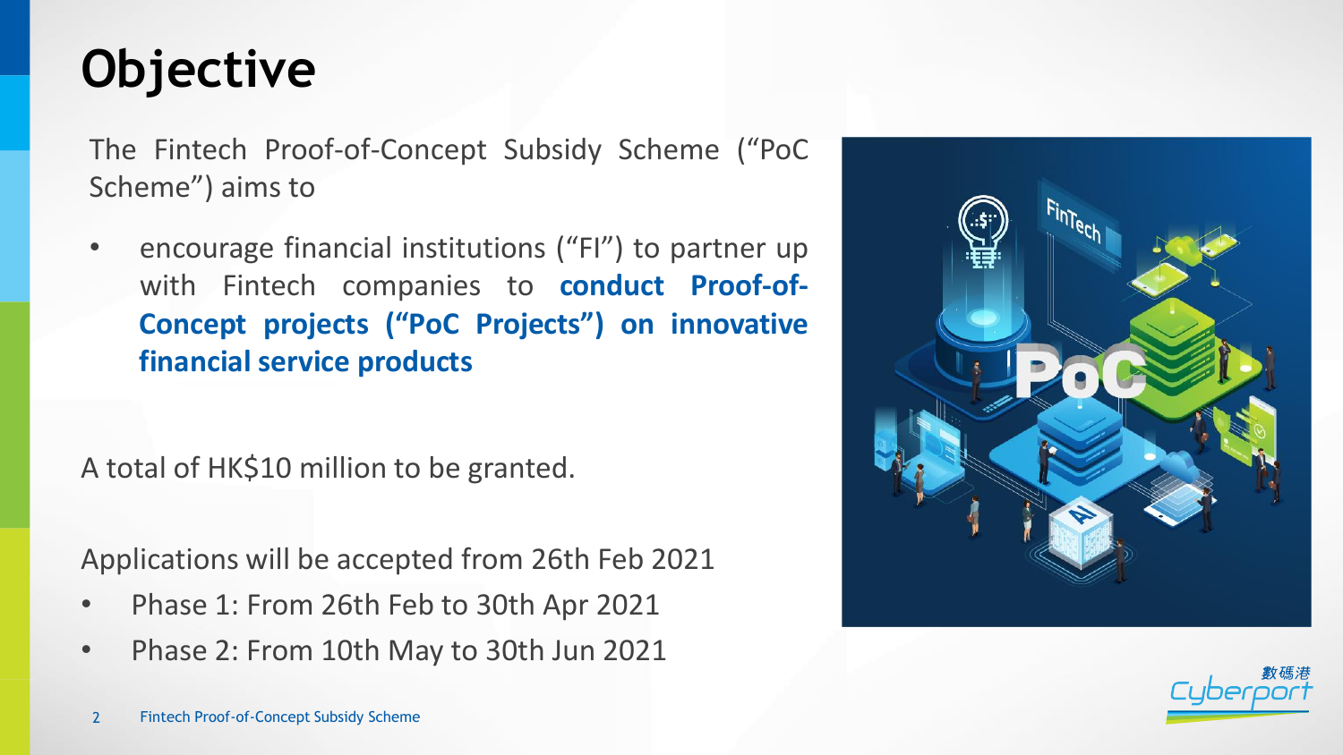# Objective

The Fintech Proof-of-Concept Subsidy Scheme (“PoC Scheme”) aims to

- encourage financial institutions (“FI”) to partner up with Fintech companies to **conduct Proof-of-Concept projects (“PoC Projects”) on innovative financial service products**

A total of HK$10 million to be granted.

Applications will be accepted from 26th Feb 2021

- Phase 1: From 26th Feb to 30th Apr 2021
- Phase 2: From 10th May to 30th Jun 2021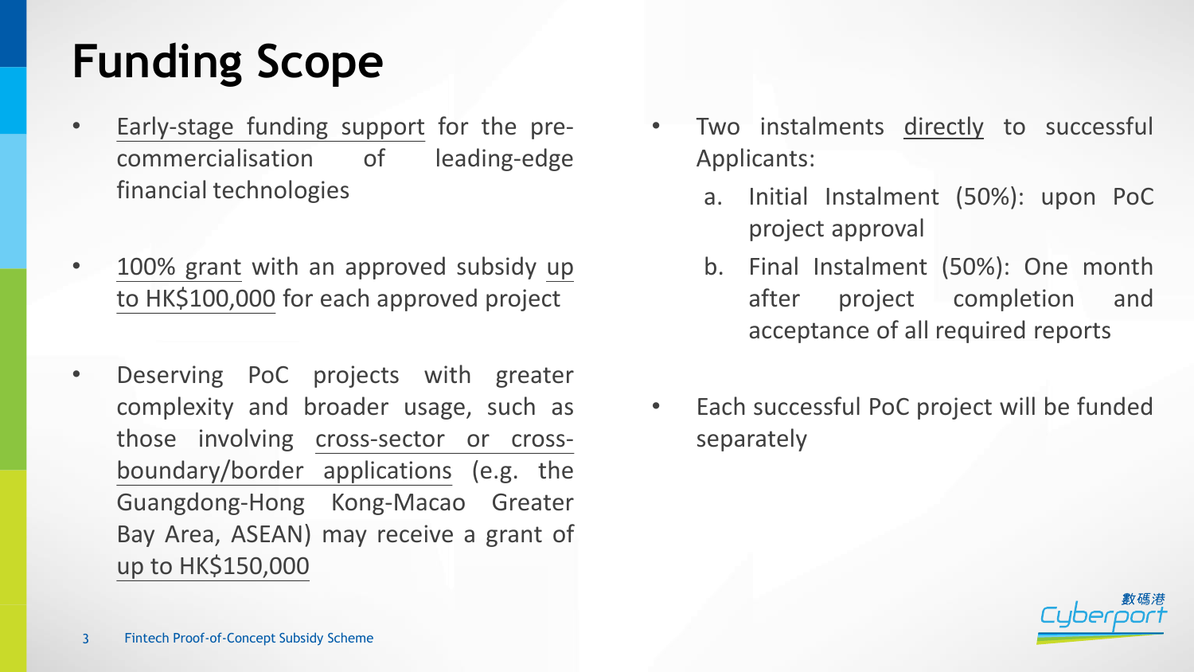# Funding Scope

- Early-stage funding support for the pre-commercialisation of leading-edge financial technologies
- 100% grant with an approved subsidy up to HK$100,000 for each approved project
- Deserving PoC projects with greater complexity and broader usage, such as those involving cross-sector or cross-boundary/border applications (e.g. the Guangdong-Hong Kong-Macao Greater Bay Area, ASEAN) may receive a grant of up to HK$150,000
- Two instalments directly to successful Applicants:
  a. Initial Instalment (50%): upon PoC project approval
  b. Final Instalment (50%): One month after project completion and acceptance of all required reports
- Each successful PoC project will be funded separately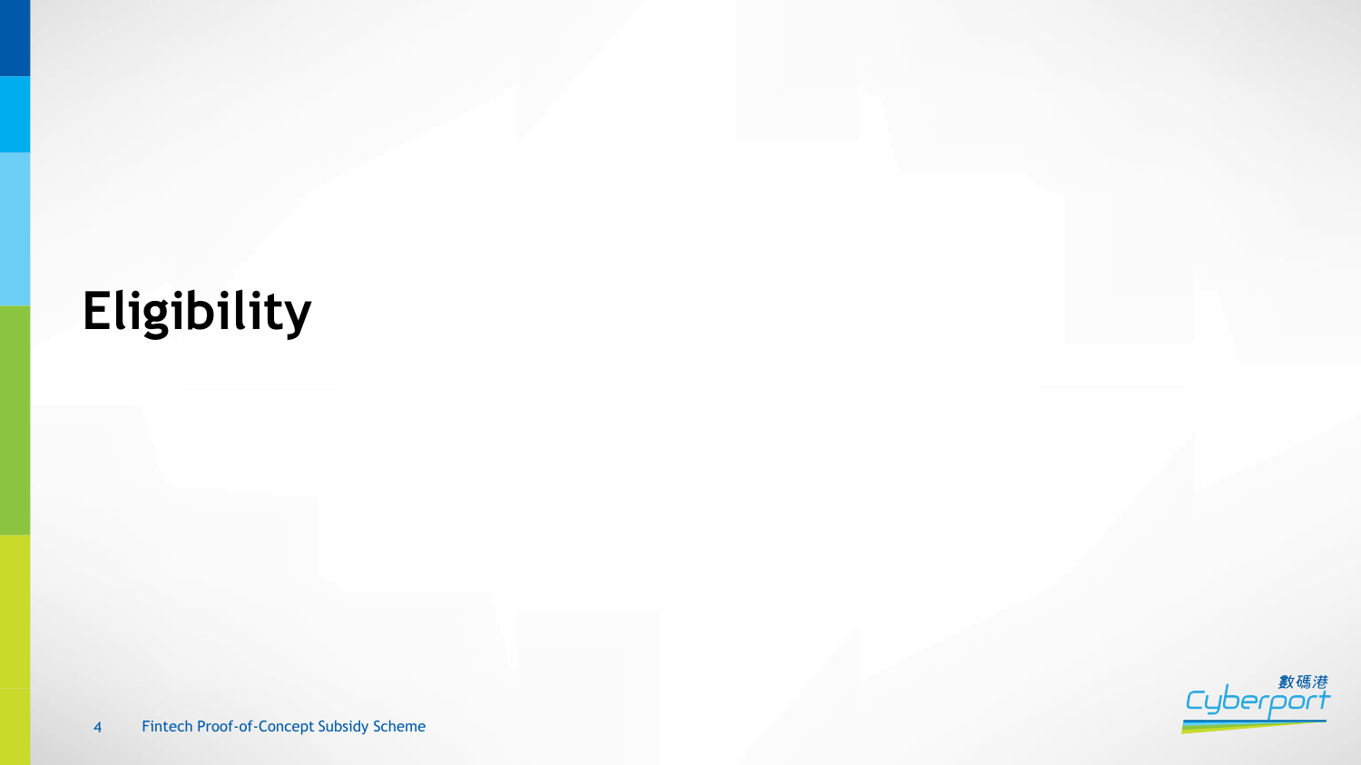# Eligibility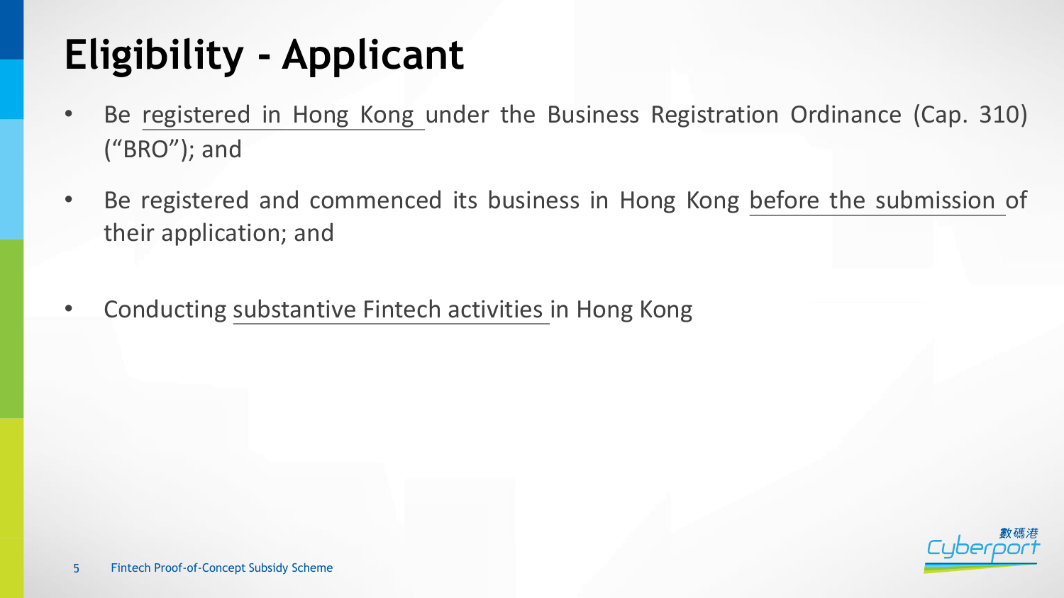# Eligibility - Applicant

- Be registered in Hong Kong under the Business Registration Ordinance (Cap. 310) ("BRO"); and
- Be registered and commenced its business in Hong Kong before the submission of their application; and
- Conducting substantive Fintech activities in Hong Kong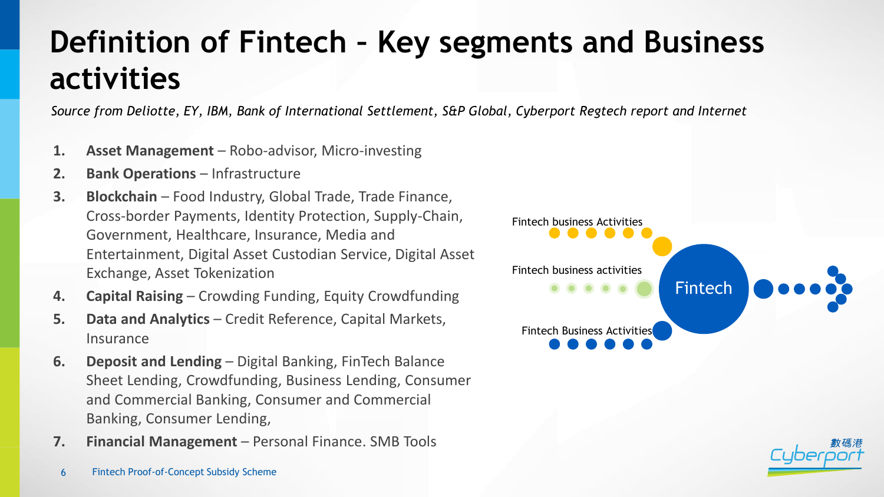# Definition of Fintech – Key segments and Business activities

*Source from Deloitte, EY, IBM, Bank of International Settlement, S&P Global, Cyberport Regtech report and Internet*

1. **Asset Management** – Robo-advisor, Micro-investing
2. **Bank Operations** – Infrastructure
3. **Blockchain** – Food Industry, Global Trade, Trade Finance, Cross-border Payments, Identity Protection, Supply-Chain, Government, Healthcare, Insurance, Media and Entertainment, Digital Asset Custodian Service, Digital Asset Exchange, Asset Tokenization
4. **Capital Raising** – Crowding Funding, Equity Crowdfunding
5. **Data and Analytics** – Credit Reference, Capital Markets, Insurance
6. **Deposit and Lending** – Digital Banking, FinTech Balance Sheet Lending, Crowdfunding, Business Lending, Consumer and Commercial Banking, Consumer and Commercial Banking, Consumer Lending,
7. **Financial Management** – Personal Finance. SMB Tools

Fintech business Activities

Fintech business activities

Fintech Business Activities

Fintech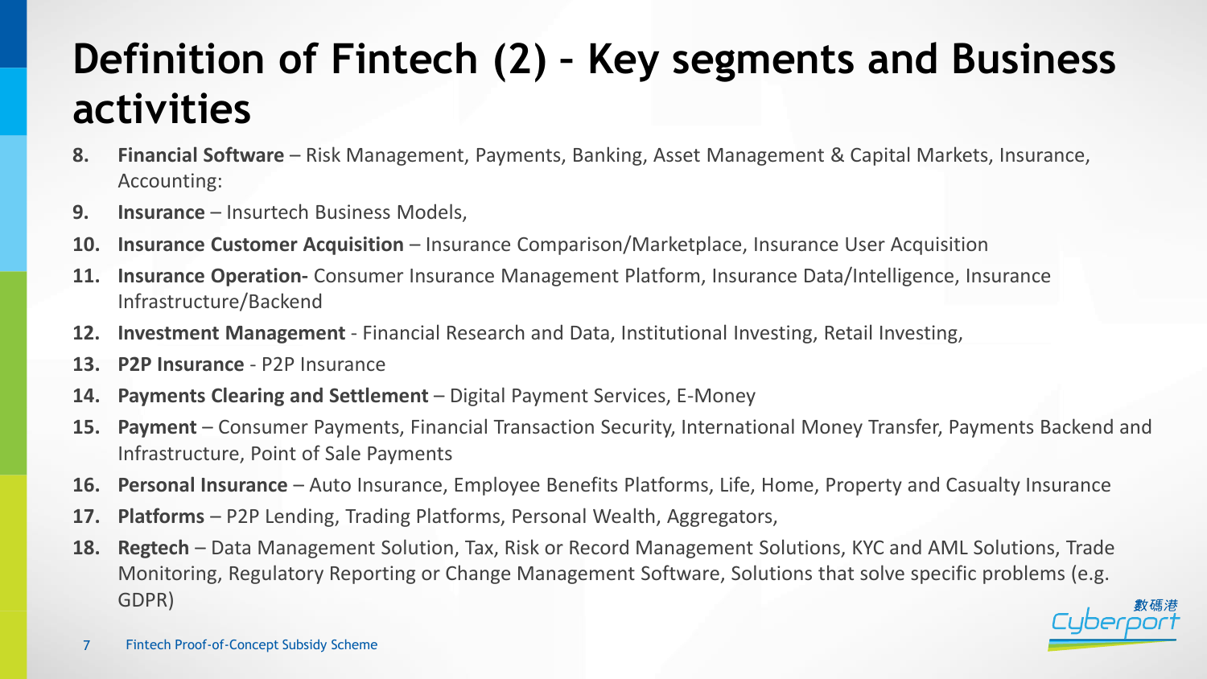# Definition of Fintech (2) – Key segments and Business activities

8. **Financial Software** – Risk Management, Payments, Banking, Asset Management & Capital Markets, Insurance, Accounting:
9. **Insurance** – Insurtech Business Models,
10. **Insurance Customer Acquisition** – Insurance Comparison/Marketplace, Insurance User Acquisition
11. **Insurance Operation-** Consumer Insurance Management Platform, Insurance Data/Intelligence, Insurance Infrastructure/Backend
12. **Investment Management** - Financial Research and Data, Institutional Investing, Retail Investing,
13. **P2P Insurance** - P2P Insurance
14. **Payments Clearing and Settlement** – Digital Payment Services, E-Money
15. **Payment** – Consumer Payments, Financial Transaction Security, International Money Transfer, Payments Backend and Infrastructure, Point of Sale Payments
16. **Personal Insurance** – Auto Insurance, Employee Benefits Platforms, Life, Home, Property and Casualty Insurance
17. **Platforms** – P2P Lending, Trading Platforms, Personal Wealth, Aggregators,
18. **Regtech** – Data Management Solution, Tax, Risk or Record Management Solutions, KYC and AML Solutions, Trade Monitoring, Regulatory Reporting or Change Management Software, Solutions that solve specific problems (e.g. GDPR)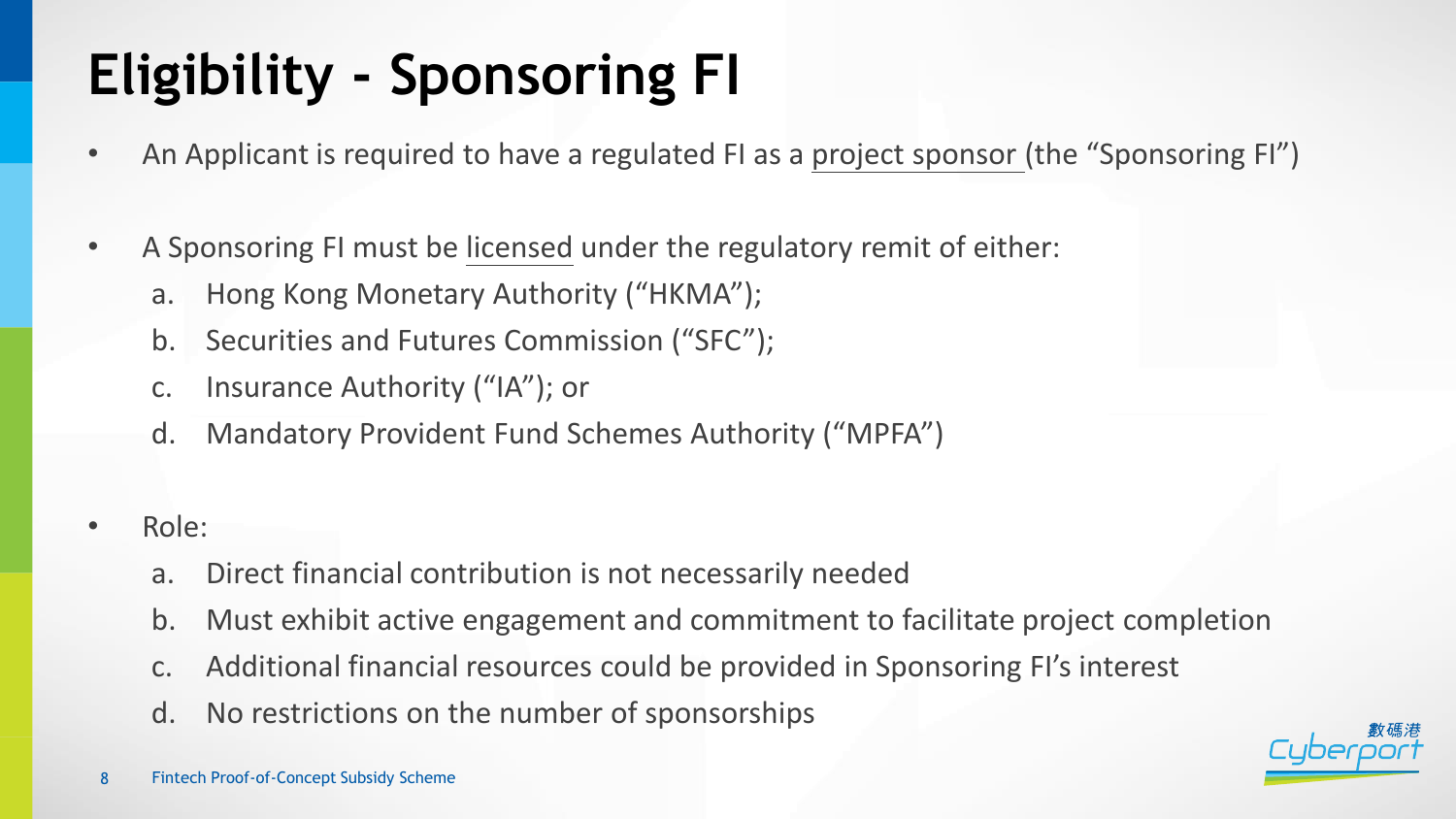# Eligibility - Sponsoring FI

- An Applicant is required to have a regulated FI as a project sponsor (the "Sponsoring FI")
- A Sponsoring FI must be licensed under the regulatory remit of either:
  a. Hong Kong Monetary Authority ("HKMA");
  b. Securities and Futures Commission ("SFC");
  c. Insurance Authority ("IA"); or
  d. Mandatory Provident Fund Schemes Authority ("MPFA")
- Role:
  a. Direct financial contribution is not necessarily needed
  b. Must exhibit active engagement and commitment to facilitate project completion
  c. Additional financial resources could be provided in Sponsoring FI's interest
  d. No restrictions on the number of sponsorships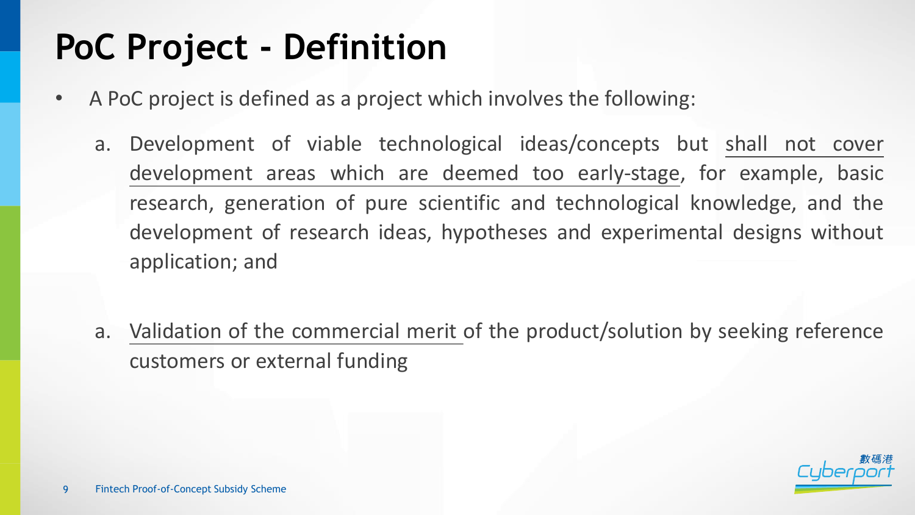# PoC Project - Definition

- A PoC project is defined as a project which involves the following:
  a. Development of viable technological ideas/concepts but shall not cover development areas which are deemed too early-stage, for example, basic research, generation of pure scientific and technological knowledge, and the development of research ideas, hypotheses and experimental designs without application; and

  a. Validation of the commercial merit of the product/solution by seeking reference customers or external funding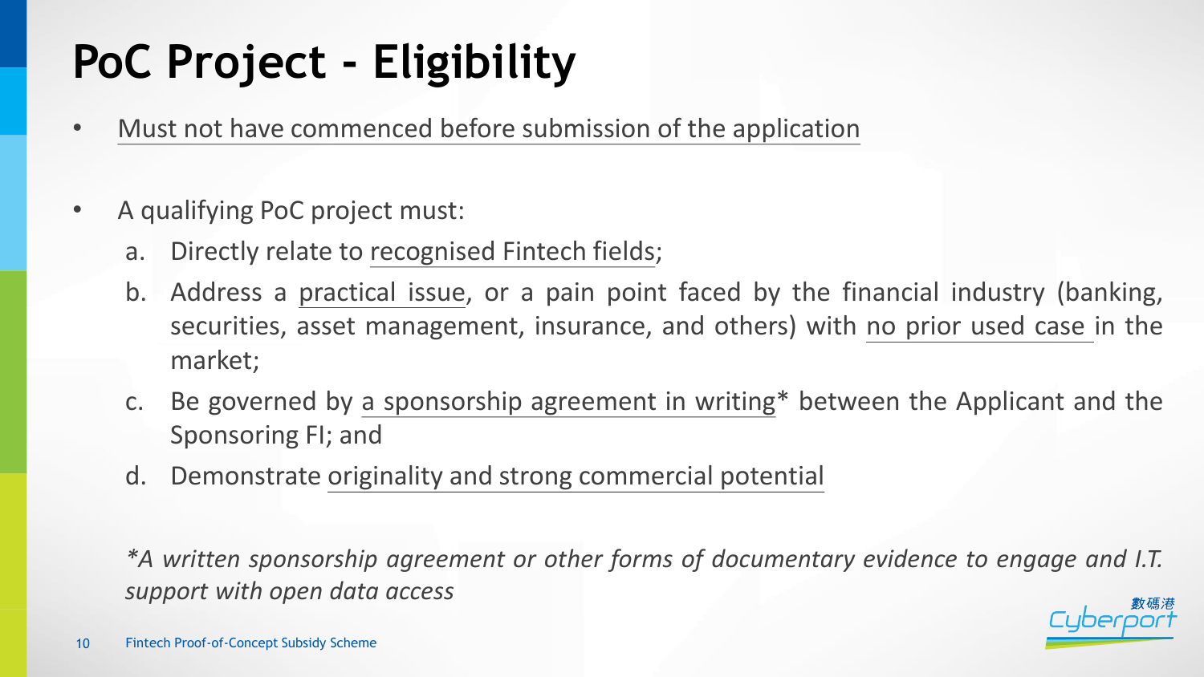# PoC Project - Eligibility

- Must not have commenced before submission of the application

- A qualifying PoC project must:
  a. Directly relate to recognised Fintech fields;
  b. Address a practical issue, or a pain point faced by the financial industry (banking, securities, asset management, insurance, and others) with no prior used case in the market;
  c. Be governed by a sponsorship agreement in writing* between the Applicant and the Sponsoring FI; and
  d. Demonstrate originality and strong commercial potential

*\*A written sponsorship agreement or other forms of documentary evidence to engage and I.T. support with open data access*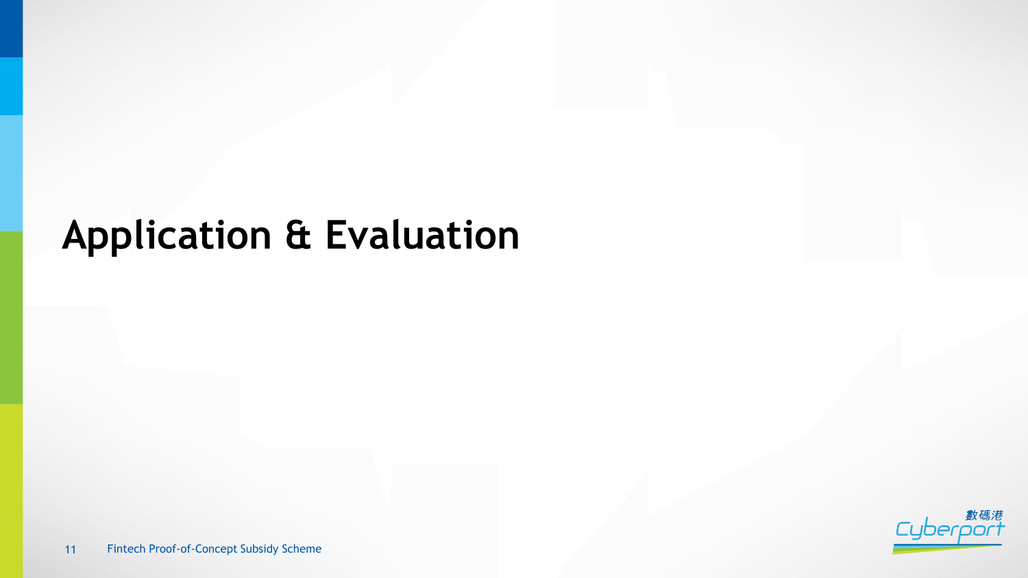# Application & Evaluation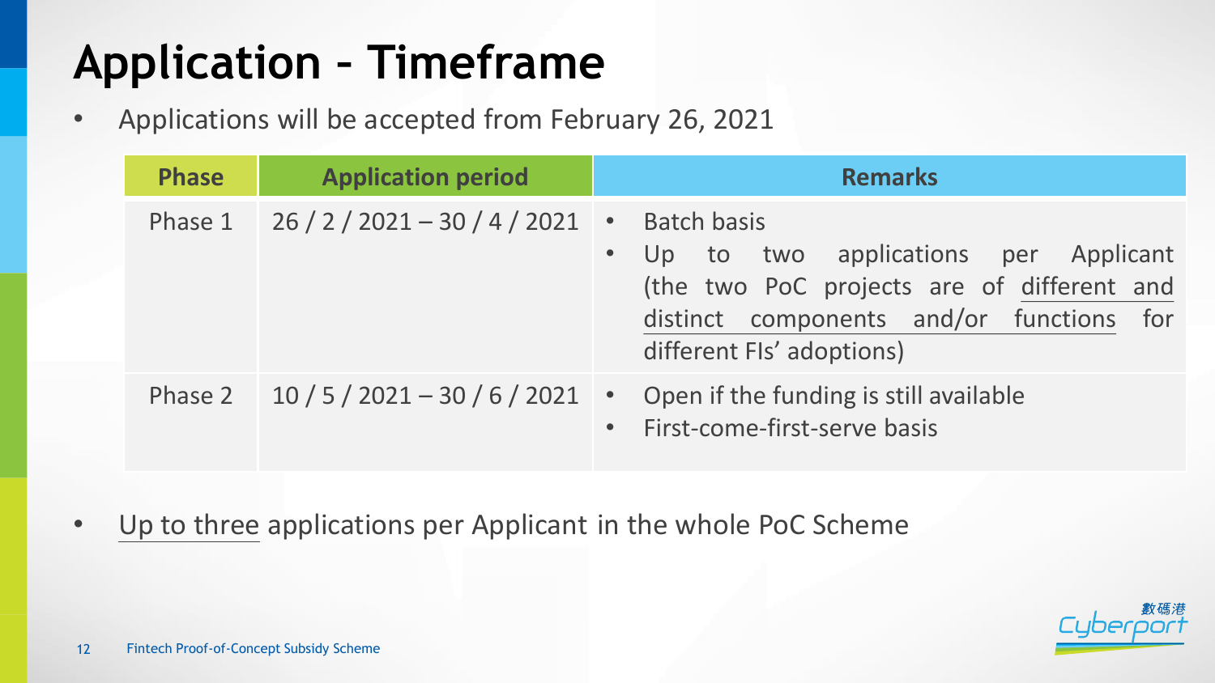# Application - Timeframe

- Applications will be accepted from February 26, 2021

| Phase | Application period | Remarks |
|---|---|---|
| Phase 1 | 26 / 2 / 2021 – 30 / 4 / 2021 | • Batch basis<br>• Up to two applications per Applicant (the two PoC projects are of different and distinct components and/or functions for different FIs' adoptions) |
| Phase 2 | 10 / 5 / 2021 – 30 / 6 / 2021 | • Open if the funding is still available<br>• First-come-first-serve basis |

- Up to three applications per Applicant in the whole PoC Scheme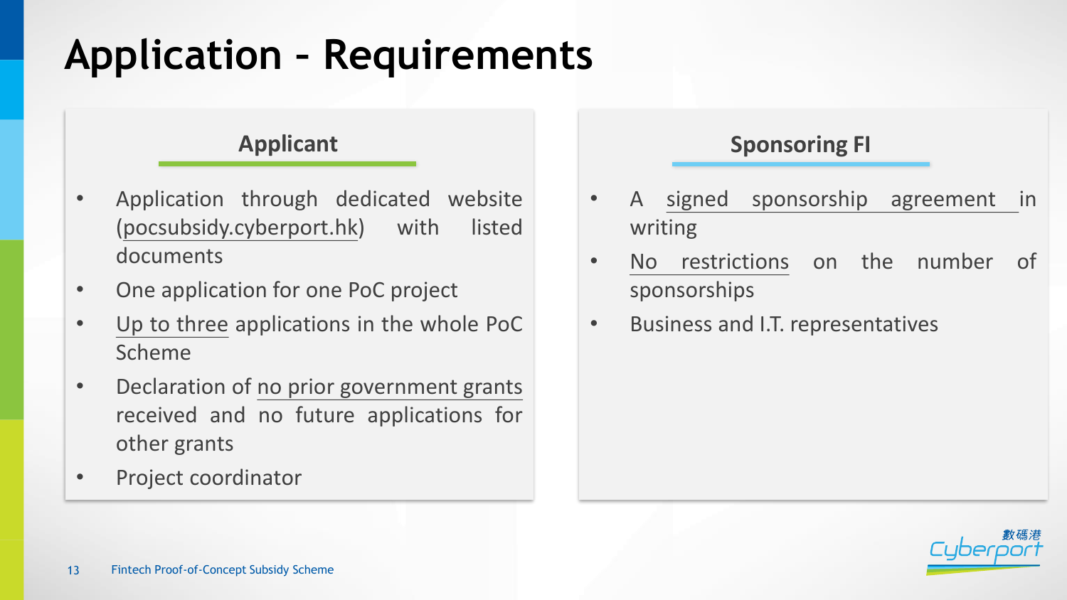# Application – Requirements

## Applicant

- Application through dedicated website (pocsubsidy.cyberport.hk) with listed documents
- One application for one PoC project
- Up to three applications in the whole PoC Scheme
- Declaration of no prior government grants received and no future applications for other grants
- Project coordinator

## Sponsoring FI

- A signed sponsorship agreement in writing
- No restrictions on the number of sponsorships
- Business and I.T. representatives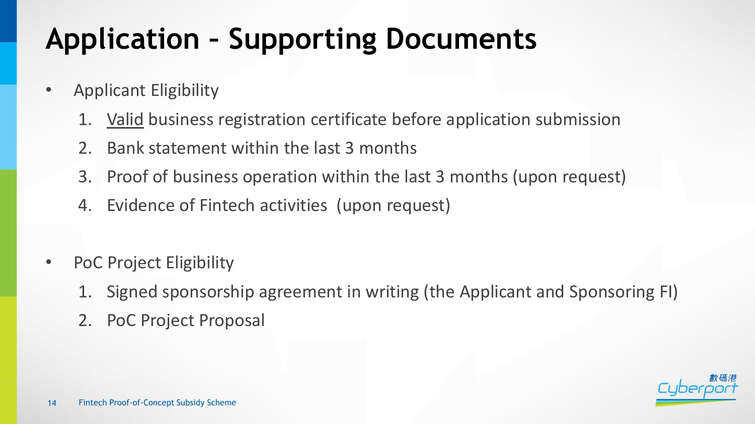# Application – Supporting Documents

- Applicant Eligibility
  1. <u>Valid</u> business registration certificate before application submission
  2. Bank statement within the last 3 months
  3. Proof of business operation within the last 3 months (upon request)
  4. Evidence of Fintech activities (upon request)

- PoC Project Eligibility
  1. Signed sponsorship agreement in writing (the Applicant and Sponsoring FI)
  2. PoC Project Proposal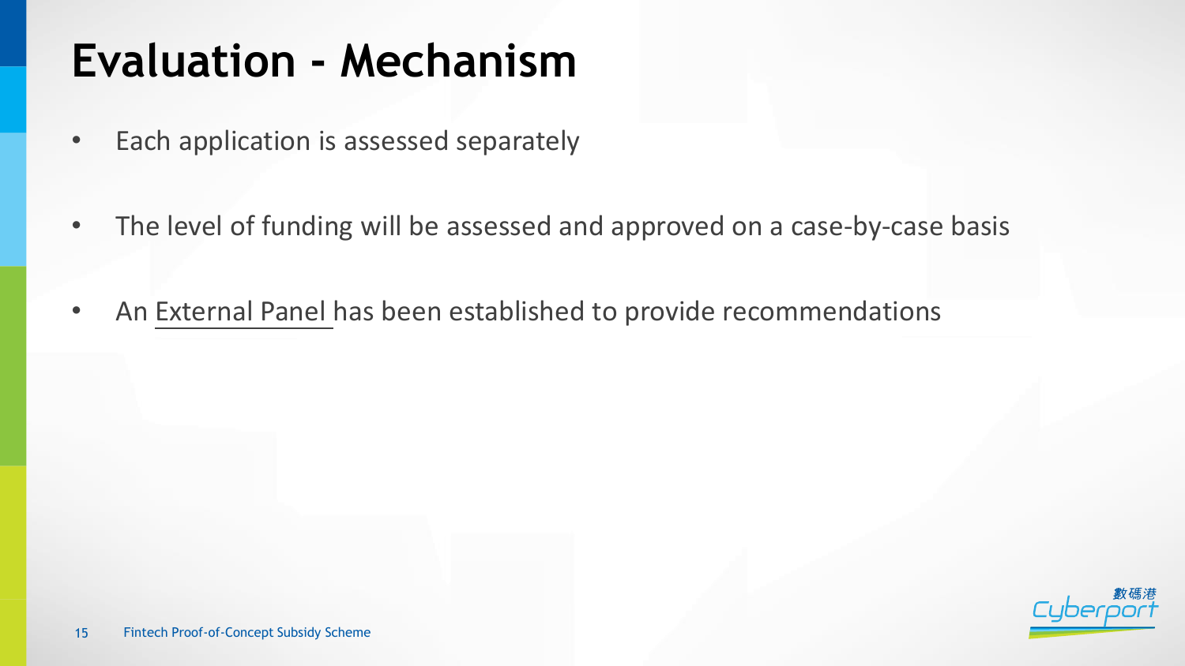# Evaluation - Mechanism

- Each application is assessed separately
- The level of funding will be assessed and approved on a case-by-case basis
- An External Panel has been established to provide recommendations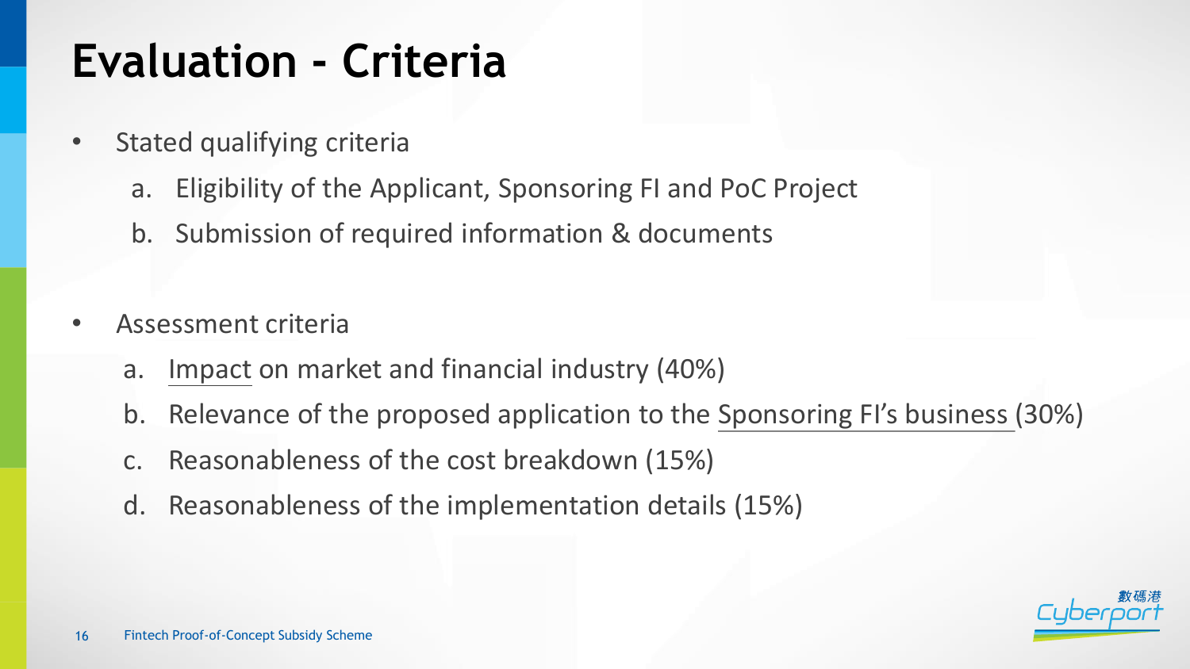# Evaluation - Criteria

- Stated qualifying criteria
  a. Eligibility of the Applicant, Sponsoring FI and PoC Project
  b. Submission of required information & documents

- Assessment criteria
  a. Impact on market and financial industry (40%)
  b. Relevance of the proposed application to the Sponsoring FI's business (30%)
  c. Reasonableness of the cost breakdown (15%)
  d. Reasonableness of the implementation details (15%)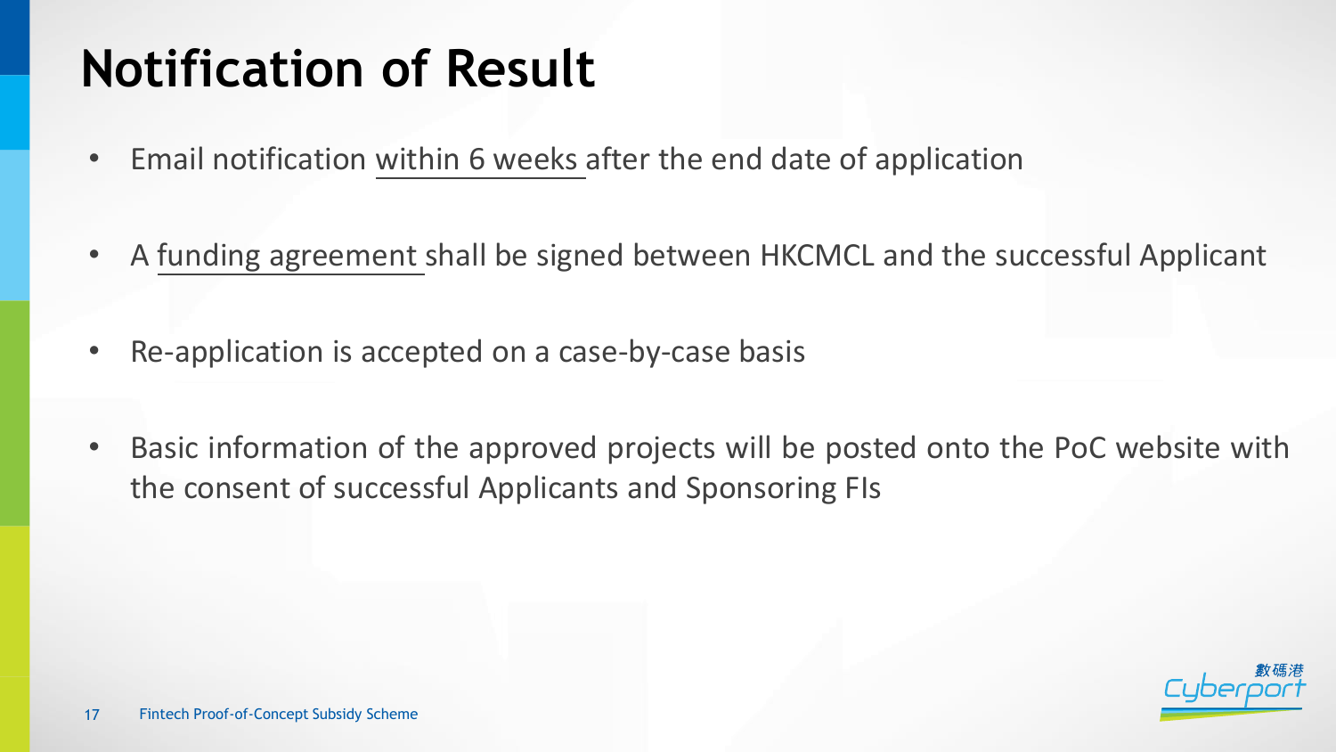# Notification of Result

- Email notification <u>within 6 weeks</u> after the end date of application
- A <u>funding agreement</u> shall be signed between HKCMCL and the successful Applicant
- Re-application is accepted on a case-by-case basis
- Basic information of the approved projects will be posted onto the PoC website with the consent of successful Applicants and Sponsoring FIs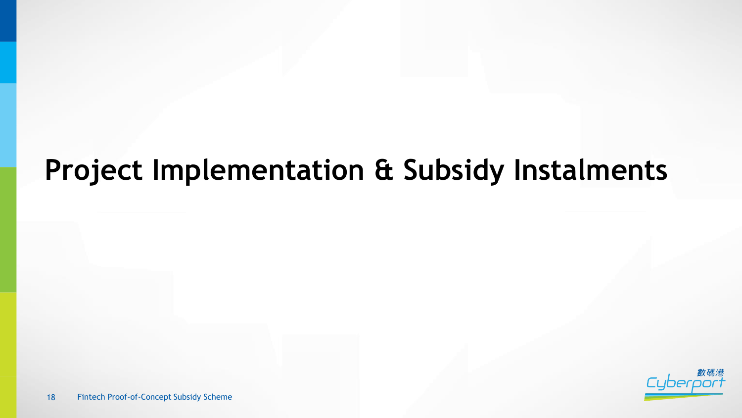# Project Implementation & Subsidy Instalments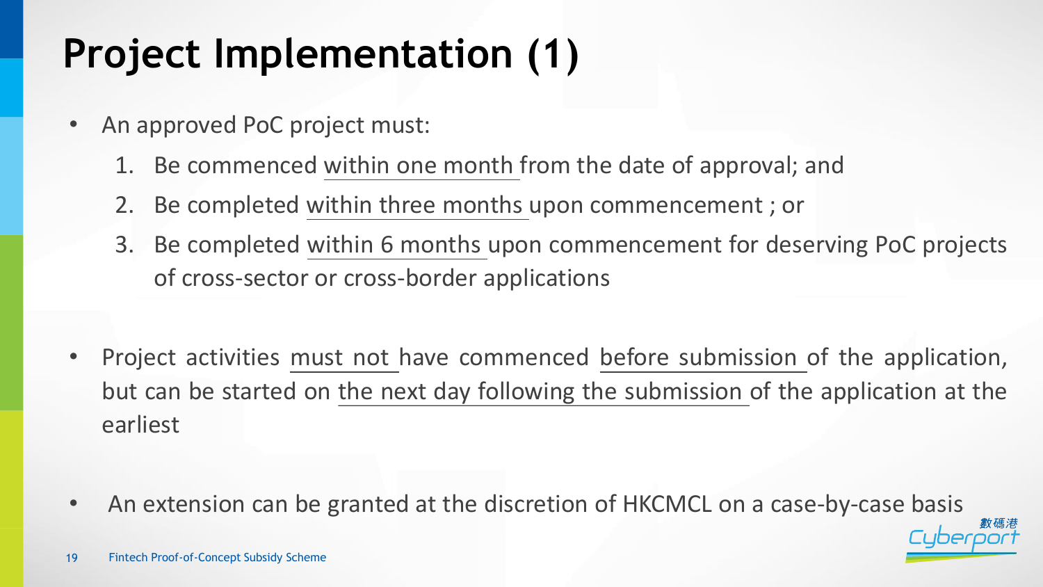# Project Implementation (1)

- An approved PoC project must:
  1. Be commenced within one month from the date of approval; and
  2. Be completed within three months upon commencement ; or
  3. Be completed within 6 months upon commencement for deserving PoC projects of cross-sector or cross-border applications

- Project activities must not have commenced before submission of the application, but can be started on the next day following the submission of the application at the earliest

- An extension can be granted at the discretion of HKCMCL on a case-by-case basis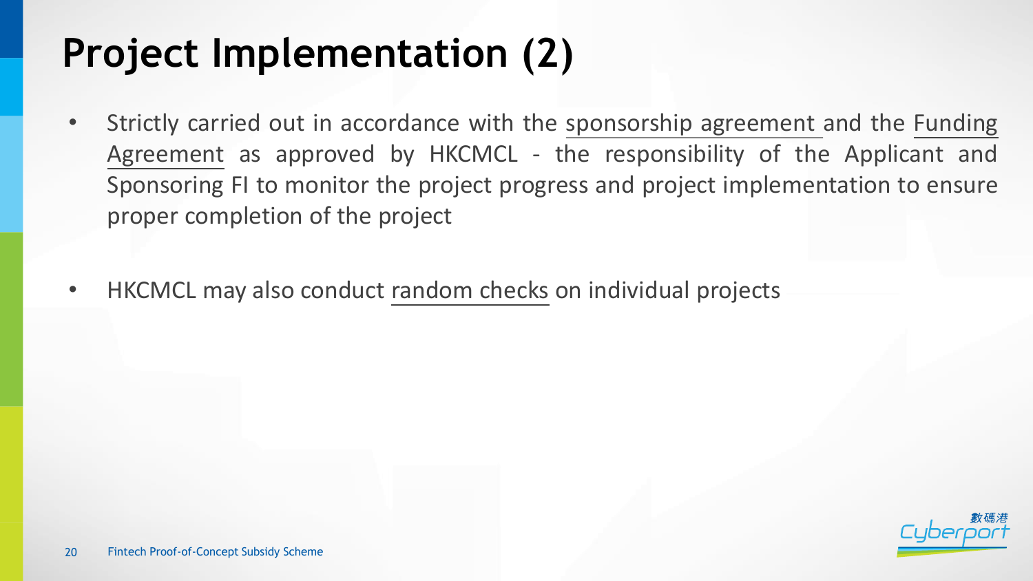# Project Implementation (2)

- Strictly carried out in accordance with the sponsorship agreement and the Funding Agreement as approved by HKCMCL - the responsibility of the Applicant and Sponsoring FI to monitor the project progress and project implementation to ensure proper completion of the project

- HKCMCL may also conduct random checks on individual projects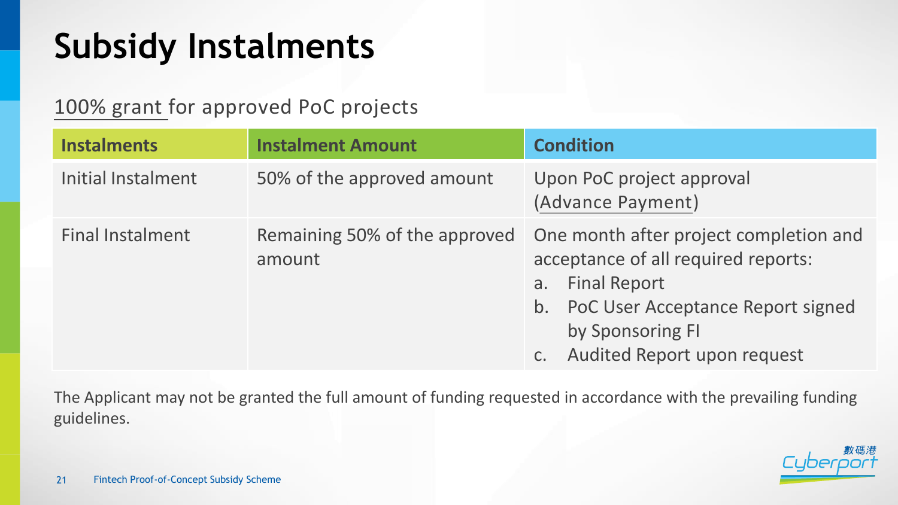# Subsidy Instalments

100% grant for approved PoC projects

| Instalments | Instalment Amount | Condition |
| --- | --- | --- |
| Initial Instalment | 50% of the approved amount | Upon PoC project approval (Advance Payment) |
| Final Instalment | Remaining 50% of the approved amount | One month after project completion and acceptance of all required reports:<br>a. Final Report<br>b. PoC User Acceptance Report signed by Sponsoring FI<br>c. Audited Report upon request |

The Applicant may not be granted the full amount of funding requested in accordance with the prevailing funding guidelines.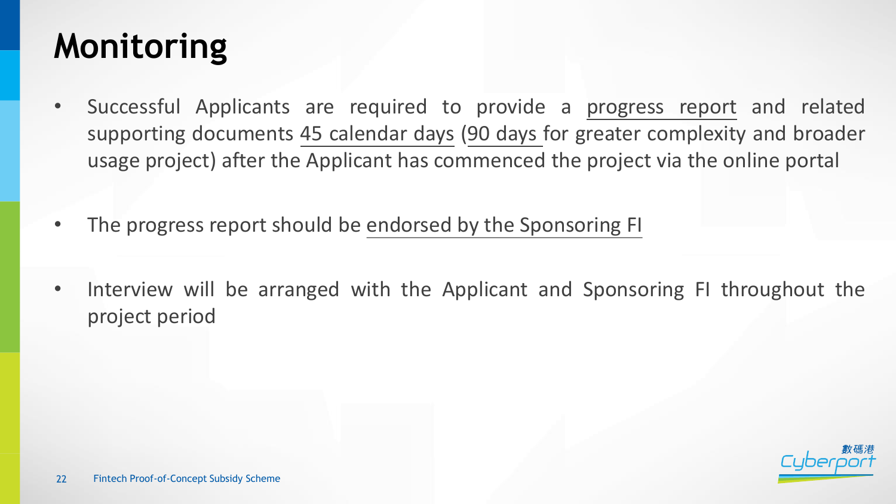# Monitoring

- Successful Applicants are required to provide a progress report and related supporting documents 45 calendar days (90 days for greater complexity and broader usage project) after the Applicant has commenced the project via the online portal
- The progress report should be endorsed by the Sponsoring FI
- Interview will be arranged with the Applicant and Sponsoring FI throughout the project period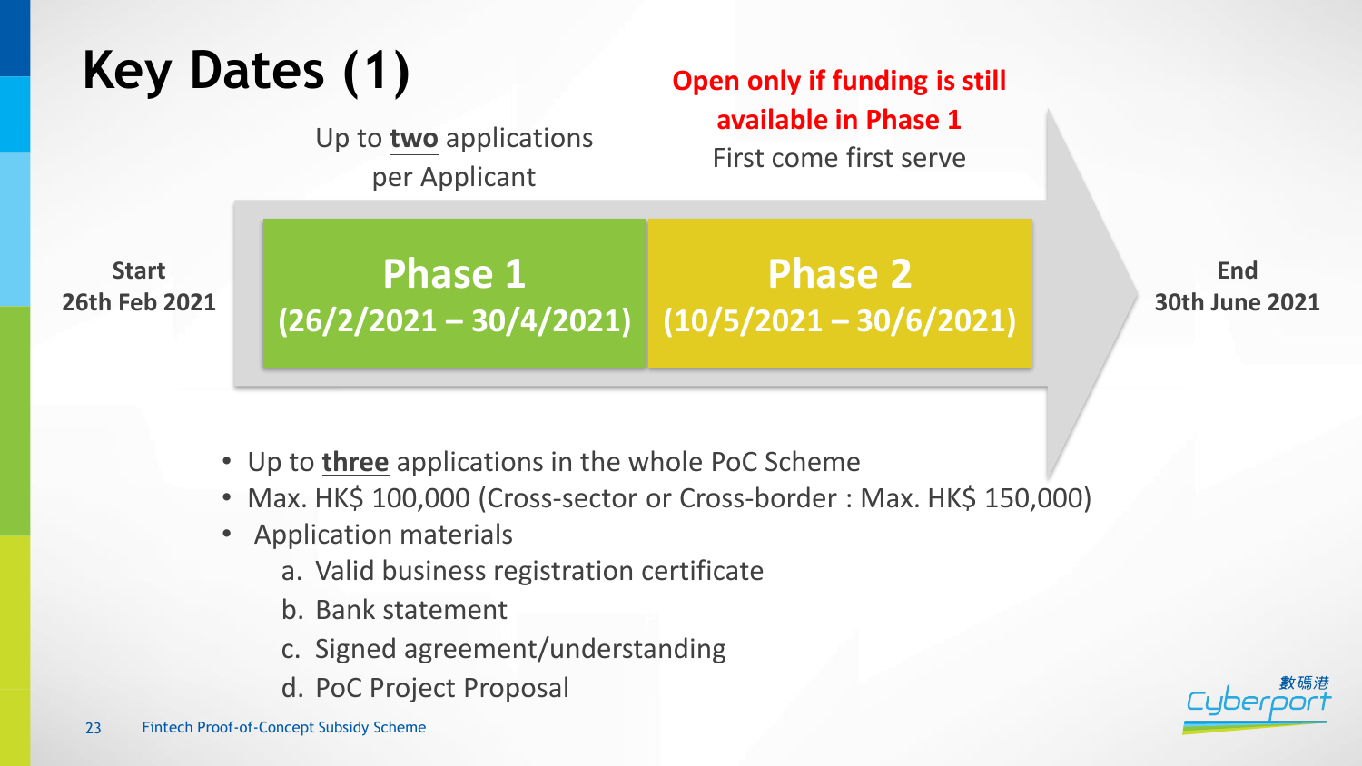# Key Dates (1)

Up to **two** applications per Applicant

**Open only if funding is still available in Phase 1**
First come first serve

**Start**
**26th Feb 2021**

**Phase 1**
**(26/2/2021 – 30/4/2021)**

**Phase 2**
**(10/5/2021 – 30/6/2021)**

**End**
**30th June 2021**

- Up to **three** applications in the whole PoC Scheme
- Max. HK$ 100,000 (Cross-sector or Cross-border : Max. HK$ 150,000)
- Application materials
  a. Valid business registration certificate
  b. Bank statement
  c. Signed agreement/understanding
  d. PoC Project Proposal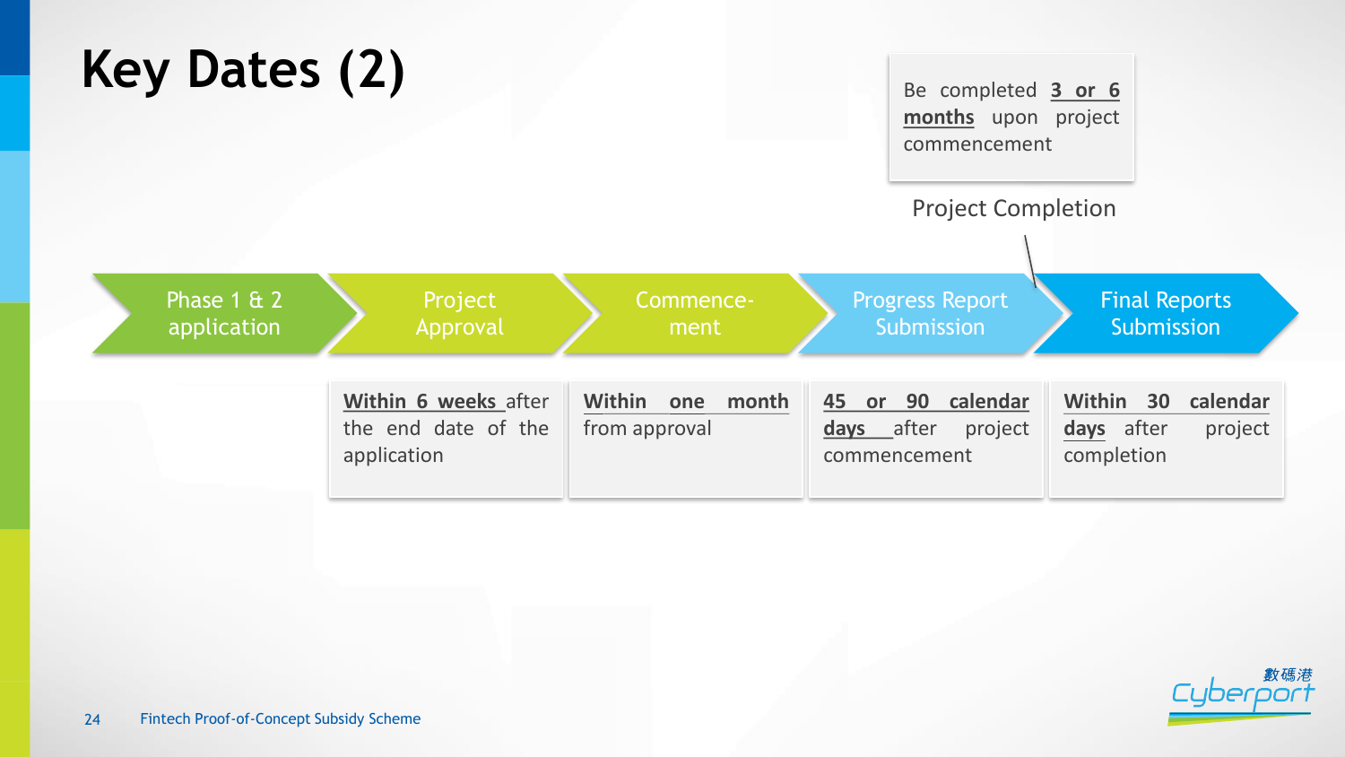# Key Dates (2)

Project Completion: Be completed **3 or 6 months** upon project commencement

| Phase 1 & 2 application | Project Approval | Commence-ment | Progress Report Submission | Final Reports Submission |
|---|---|---|---|---|
| | **Within 6 weeks** after the end date of the application | **Within one month** from approval | **45 or 90 calendar days** after project commencement | **Within 30 calendar days** after project completion |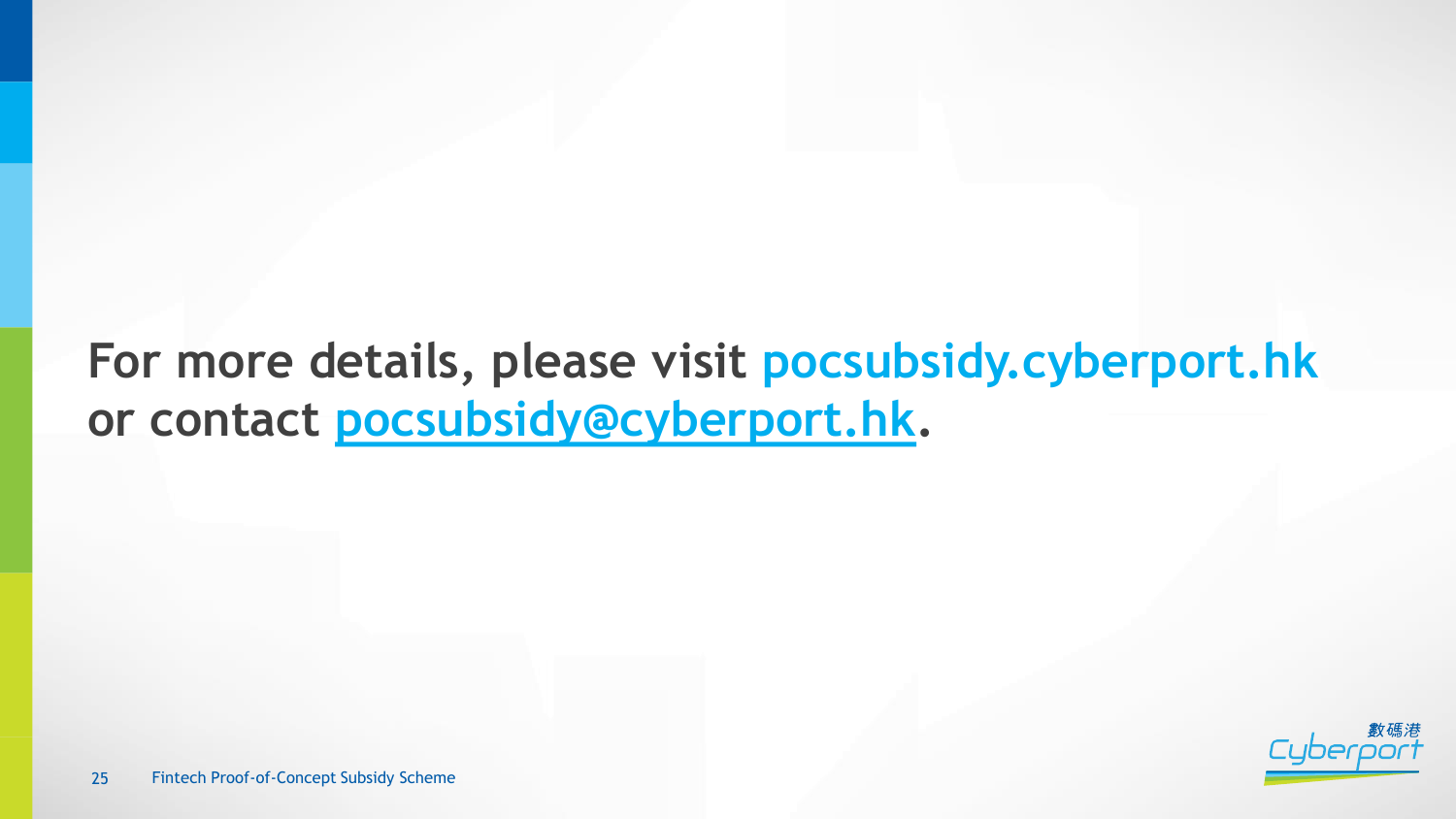**For more details, please visit pocsubsidy.cyberport.hk or contact pocsubsidy@cyberport.hk.**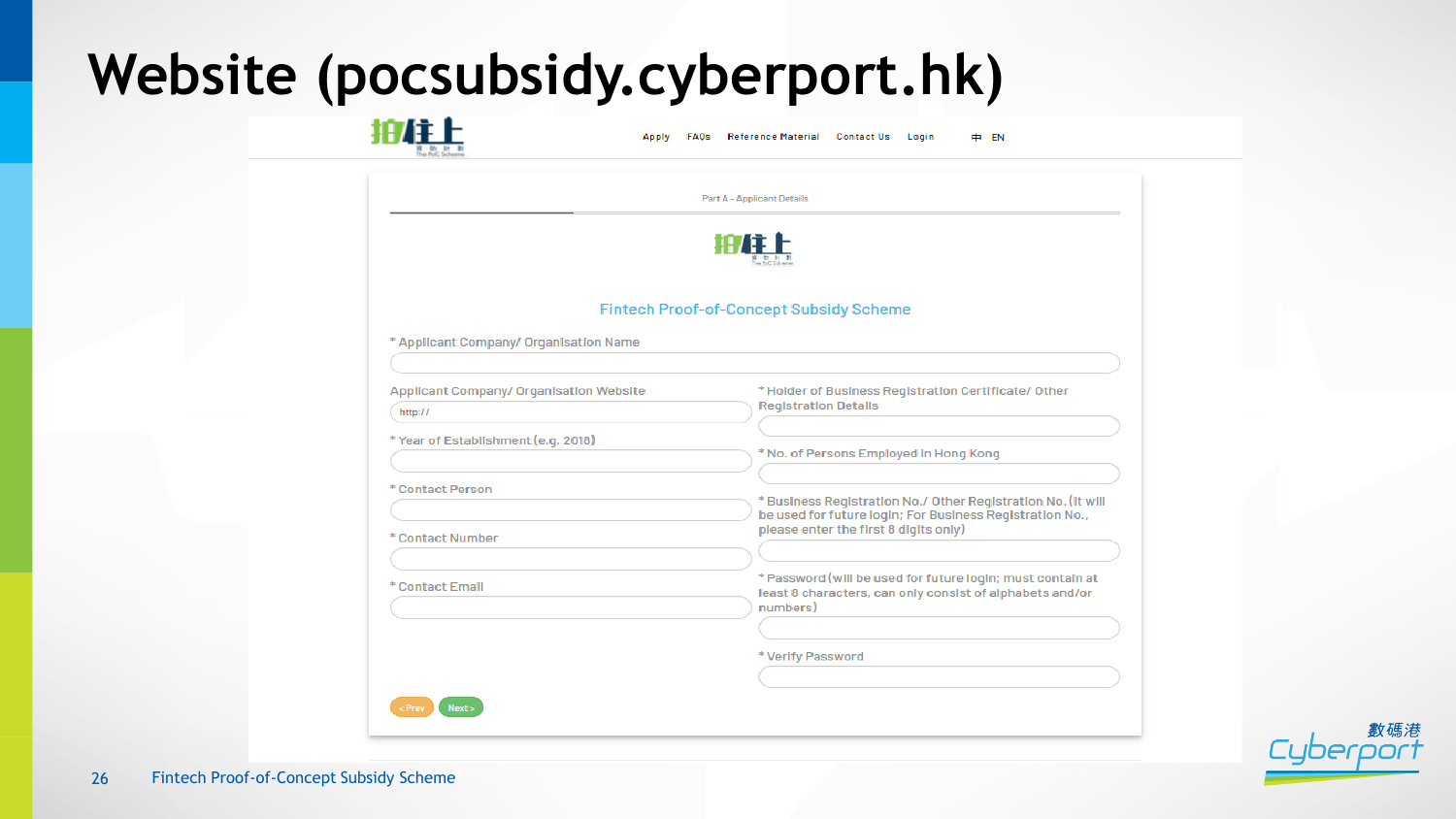# Website (pocsubsidy.cyberport.hk)

Apply FAQs Reference Material Contact Us Login 中 EN

Part A - Applicant Details

Fintech Proof-of-Concept Subsidy Scheme

* Applicant Company/ Organisation Name

Applicant Company/ Organisation Website

http://

* Holder of Business Registration Certificate/ Other Registration Details

* Year of Establishment (e.g. 2016)

* No. of Persons Employed in Hong Kong

* Contact Person

* Business Registration No./ Other Registration No. (It will be used for future login; For Business Registration No., please enter the first 8 digits only)

* Contact Number

* Contact Email

* Password (will be used for future login; must contain at least 8 characters, can only consist of alphabets and/or numbers)

* Verify Password

< Prev Next >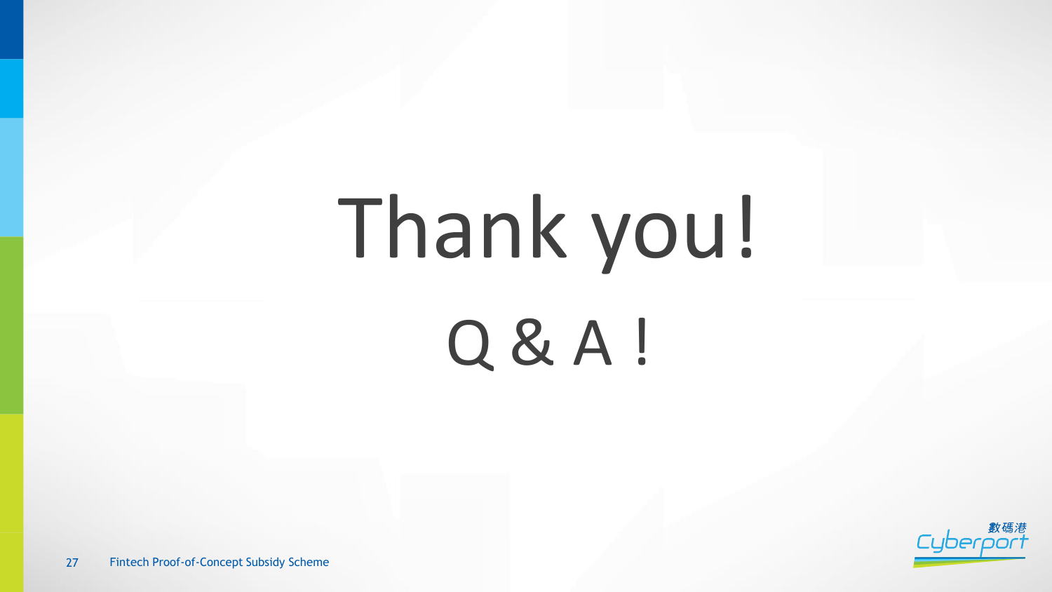# Thank you!

## Q & A !